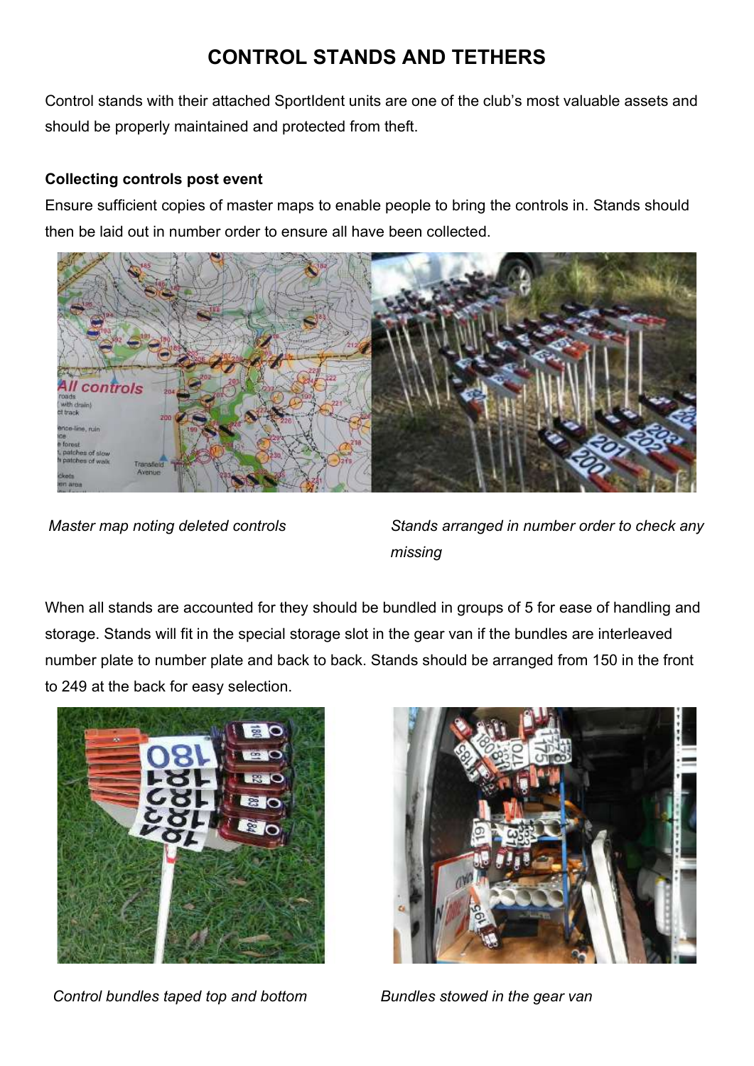# CONTROL STANDS AND TETHERS

Control stands with their attached SportIdent units are one of the club's most valuable assets and should be properly maintained and protected from theft.

### Collecting controls post event

Ensure sufficient copies of master maps to enable people to bring the controls in. Stands should then be laid out in number order to ensure all have been collected.

*Master map noting deleted controls*

*Stands arranged in number order to check any missing*

When all stands are accounted for they should be bundled in groups of 5 for ease of handling and storage. Stands will fit in the special storage slot in the gear van if the bundles are interleaved number plate to number plate and back to back. Stands should be arranged from 150 in the front to 249 at the back for easy selection.

*Control bundles taped top and bottom*

*Bundles stowed in the gear van*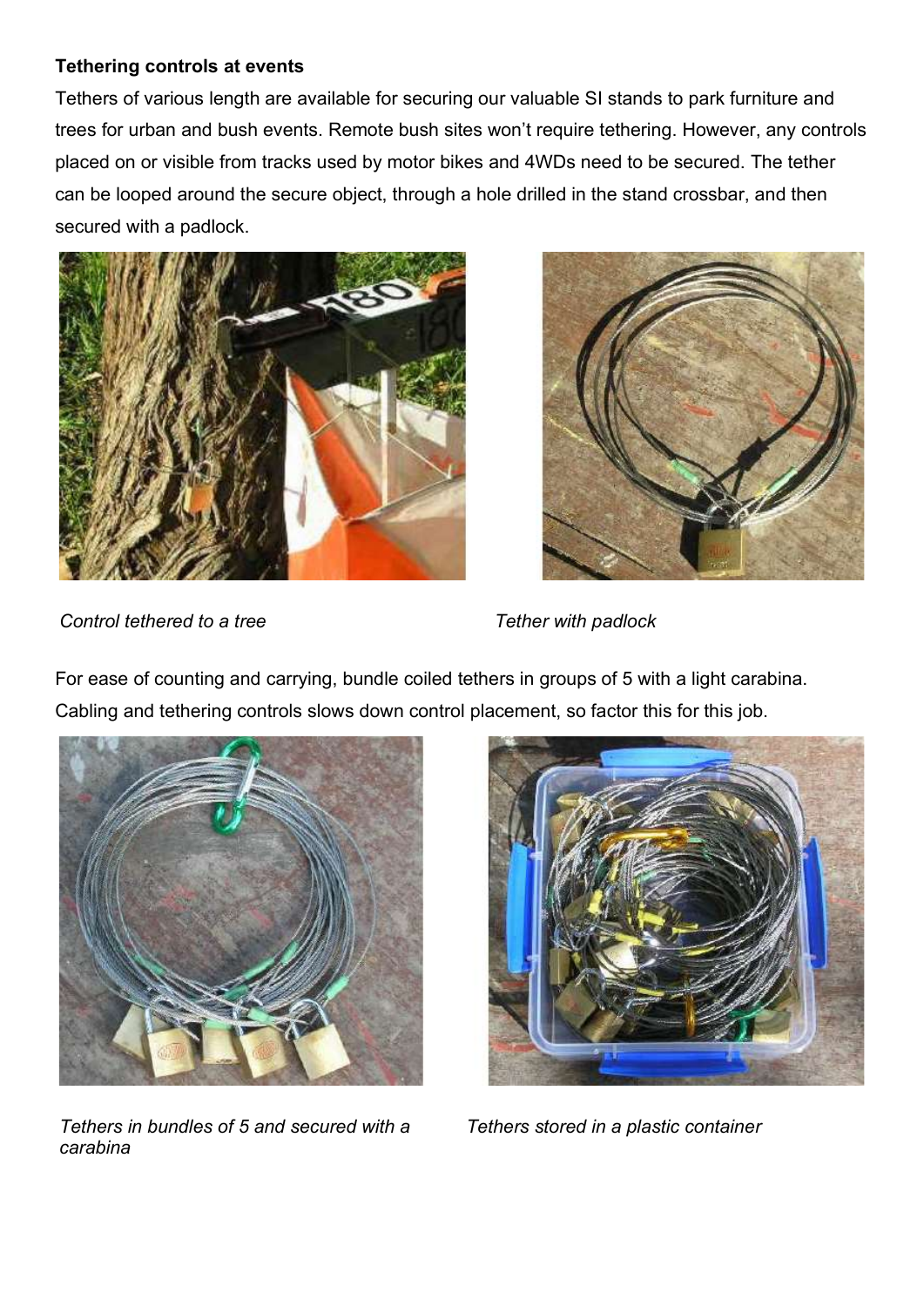**Tethering controls at events**

Tethers of various length are available for securing our valuable SI stands to park furniture and trees for urban and bush events. Remote bush sites won't require tethering. However, any controls placed on or visible from tracks used by motor bikes and 4WDs need to be secured. The tether can be looped around the secure object, through a hole drilled in the stand crossbar, and then secured with a padlock.

*Control tethered to a tree*

*Tether with padlock*

For ease of counting and carrying, bundle coiled tethers in groups of 5 with a light carabina. Cabling and tethering controls slows down control placement, so factor this for this job.

*Tethers in bundles of 5 and secured with a carabina*

*Tethers stored in a plastic container*